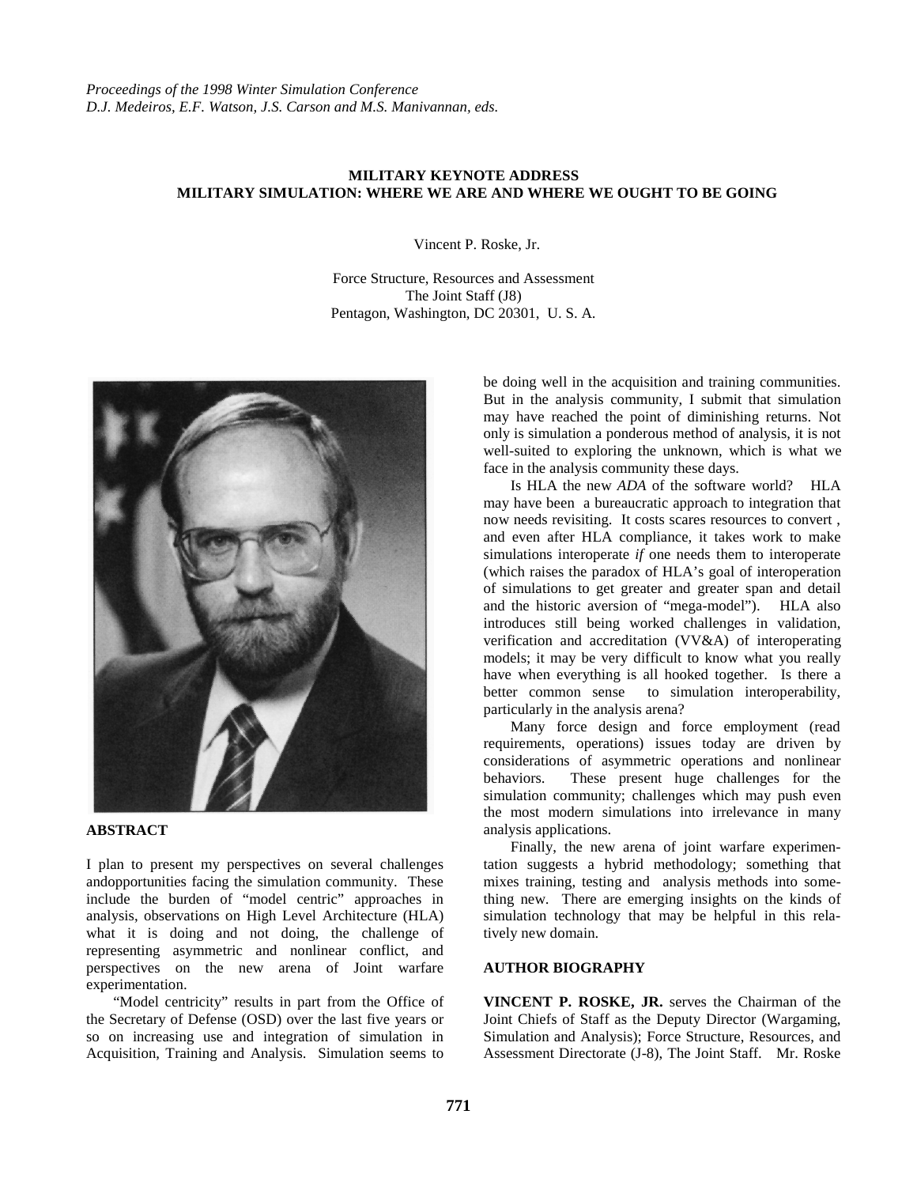Proceedings of the 1998 Winter Simulation Conference
D.J. Medeiros, E.F. Watson, J.S. Carson and M.S. Manivannan, eds.

# MILITARY KEYNOTE ADDRESS
# MILITARY SIMULATION: WHERE WE ARE AND WHERE WE OUGHT TO BE GOING

Vincent P. Roske, Jr.

Force Structure, Resources and Assessment
The Joint Staff (J8)
Pentagon, Washington, DC 20301, U. S. A.

## ABSTRACT

I plan to present my perspectives on several challenges andopportunities facing the simulation community. These include the burden of "model centric" approaches in analysis, observations on High Level Architecture (HLA) what it is doing and not doing, the challenge of representing asymmetric and nonlinear conflict, and perspectives on the new arena of Joint warfare experimentation.

"Model centricity" results in part from the Office of the Secretary of Defense (OSD) over the last five years or so on increasing use and integration of simulation in Acquisition, Training and Analysis. Simulation seems to be doing well in the acquisition and training communities. But in the analysis community, I submit that simulation may have reached the point of diminishing returns. Not only is simulation a ponderous method of analysis, it is not well-suited to exploring the unknown, which is what we face in the analysis community these days.

Is HLA the new *ADA* of the software world? HLA may have been a bureaucratic approach to integration that now needs revisiting. It costs scares resources to convert , and even after HLA compliance, it takes work to make simulations interoperate *if* one needs them to interoperate (which raises the paradox of HLA's goal of interoperation of simulations to get greater and greater span and detail and the historic aversion of "mega-model"). HLA also introduces still being worked challenges in validation, verification and accreditation (VV&A) of interoperating models; it may be very difficult to know what you really have when everything is all hooked together. Is there a better common sense to simulation interoperability, particularly in the analysis arena?

Many force design and force employment (read requirements, operations) issues today are driven by considerations of asymmetric operations and nonlinear behaviors. These present huge challenges for the simulation community; challenges which may push even the most modern simulations into irrelevance in many analysis applications.

Finally, the new arena of joint warfare experimentation suggests a hybrid methodology; something that mixes training, testing and analysis methods into something new. There are emerging insights on the kinds of simulation technology that may be helpful in this relatively new domain.

## AUTHOR BIOGRAPHY

**VINCENT P. ROSKE, JR.** serves the Chairman of the Joint Chiefs of Staff as the Deputy Director (Wargaming, Simulation and Analysis); Force Structure, Resources, and Assessment Directorate (J-8), The Joint Staff. Mr. Roske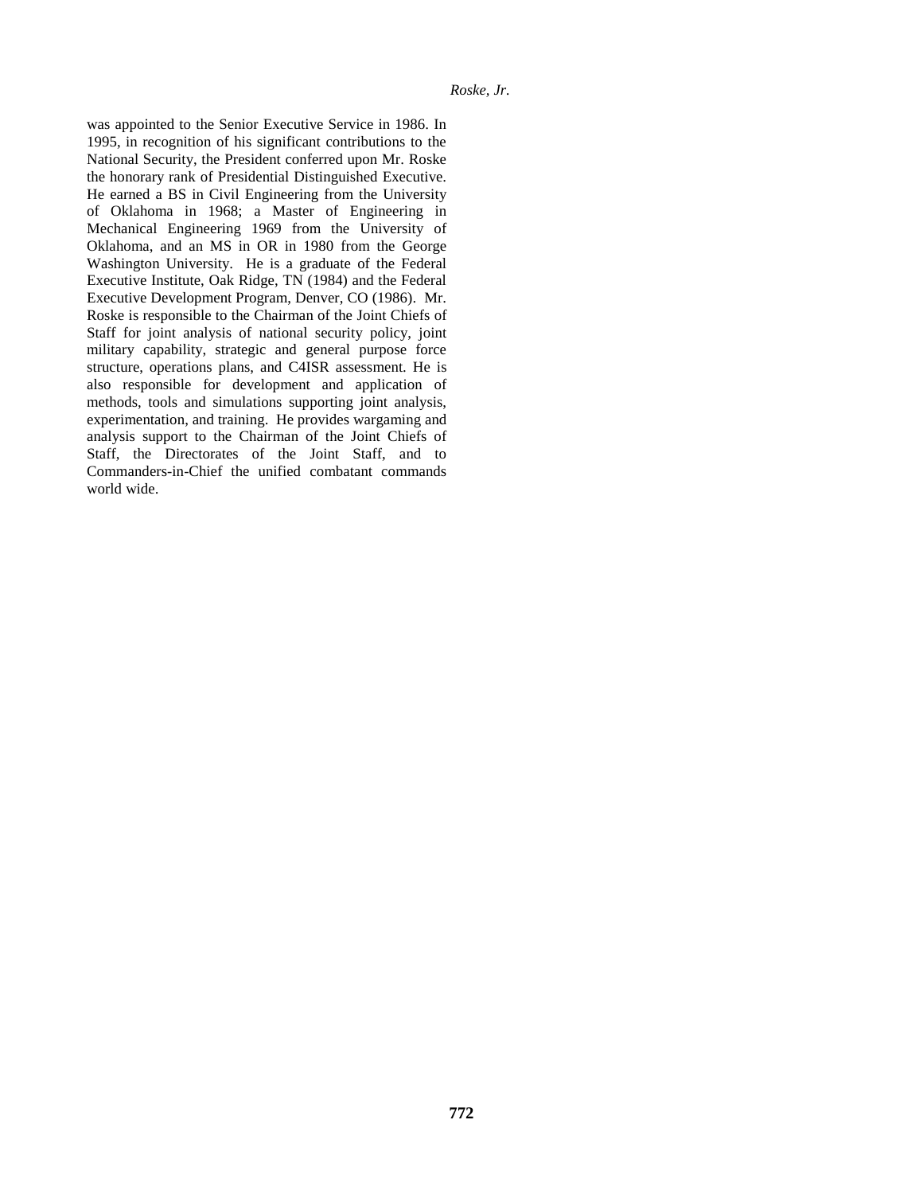was appointed to the Senior Executive Service in 1986. In 1995, in recognition of his significant contributions to the National Security, the President conferred upon Mr. Roske the honorary rank of Presidential Distinguished Executive. He earned a BS in Civil Engineering from the University of Oklahoma in 1968; a Master of Engineering in Mechanical Engineering 1969 from the University of Oklahoma, and an MS in OR in 1980 from the George Washington University. He is a graduate of the Federal Executive Institute, Oak Ridge, TN (1984) and the Federal Executive Development Program, Denver, CO (1986). Mr. Roske is responsible to the Chairman of the Joint Chiefs of Staff for joint analysis of national security policy, joint military capability, strategic and general purpose force structure, operations plans, and C4ISR assessment. He is also responsible for development and application of methods, tools and simulations supporting joint analysis, experimentation, and training. He provides wargaming and analysis support to the Chairman of the Joint Chiefs of Staff, the Directorates of the Joint Staff, and to Commanders-in-Chief the unified combatant commands world wide.